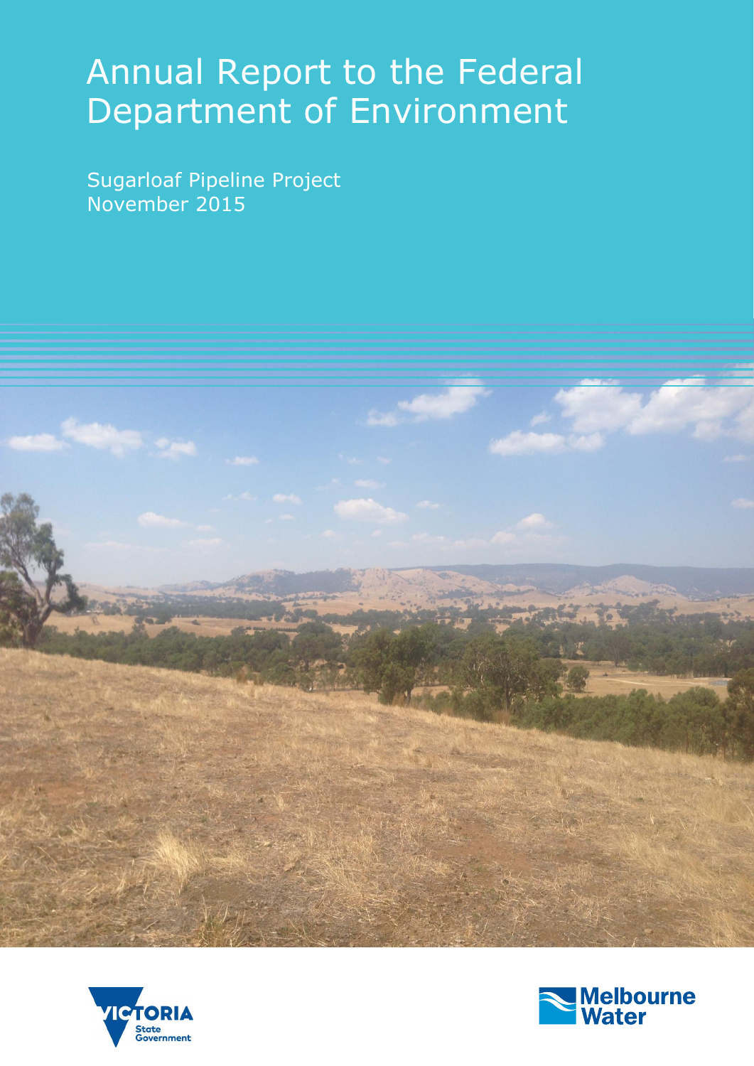# Annual Report to the Federal Department of Environment

Sugarloaf Pipeline Project
November 2015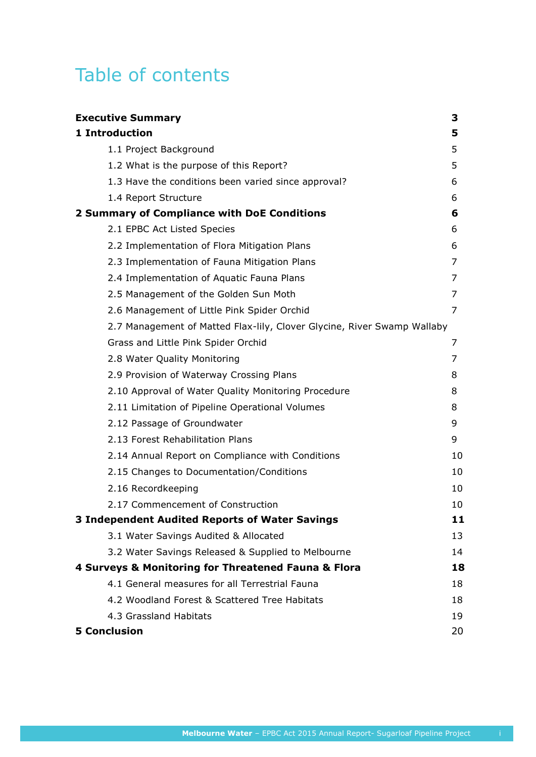# Table of contents

| | |
|---|---|
| **Executive Summary** | **3** |
| **1 Introduction** | **5** |
| 1.1 Project Background | 5 |
| 1.2 What is the purpose of this Report? | 5 |
| 1.3 Have the conditions been varied since approval? | 6 |
| 1.4 Report Structure | 6 |
| **2 Summary of Compliance with DoE Conditions** | **6** |
| 2.1 EPBC Act Listed Species | 6 |
| 2.2 Implementation of Flora Mitigation Plans | 6 |
| 2.3 Implementation of Fauna Mitigation Plans | 7 |
| 2.4 Implementation of Aquatic Fauna Plans | 7 |
| 2.5 Management of the Golden Sun Moth | 7 |
| 2.6 Management of Little Pink Spider Orchid | 7 |
| 2.7 Management of Matted Flax-lily, Clover Glycine, River Swamp Wallaby Grass and Little Pink Spider Orchid | 7 |
| 2.8 Water Quality Monitoring | 7 |
| 2.9 Provision of Waterway Crossing Plans | 8 |
| 2.10 Approval of Water Quality Monitoring Procedure | 8 |
| 2.11 Limitation of Pipeline Operational Volumes | 8 |
| 2.12 Passage of Groundwater | 9 |
| 2.13 Forest Rehabilitation Plans | 9 |
| 2.14 Annual Report on Compliance with Conditions | 10 |
| 2.15 Changes to Documentation/Conditions | 10 |
| 2.16 Recordkeeping | 10 |
| 2.17 Commencement of Construction | 10 |
| **3 Independent Audited Reports of Water Savings** | **11** |
| 3.1 Water Savings Audited & Allocated | 13 |
| 3.2 Water Savings Released & Supplied to Melbourne | 14 |
| **4 Surveys & Monitoring for Threatened Fauna & Flora** | **18** |
| 4.1 General measures for all Terrestrial Fauna | 18 |
| 4.2 Woodland Forest & Scattered Tree Habitats | 18 |
| 4.3 Grassland Habitats | 19 |
| **5 Conclusion** | 20 |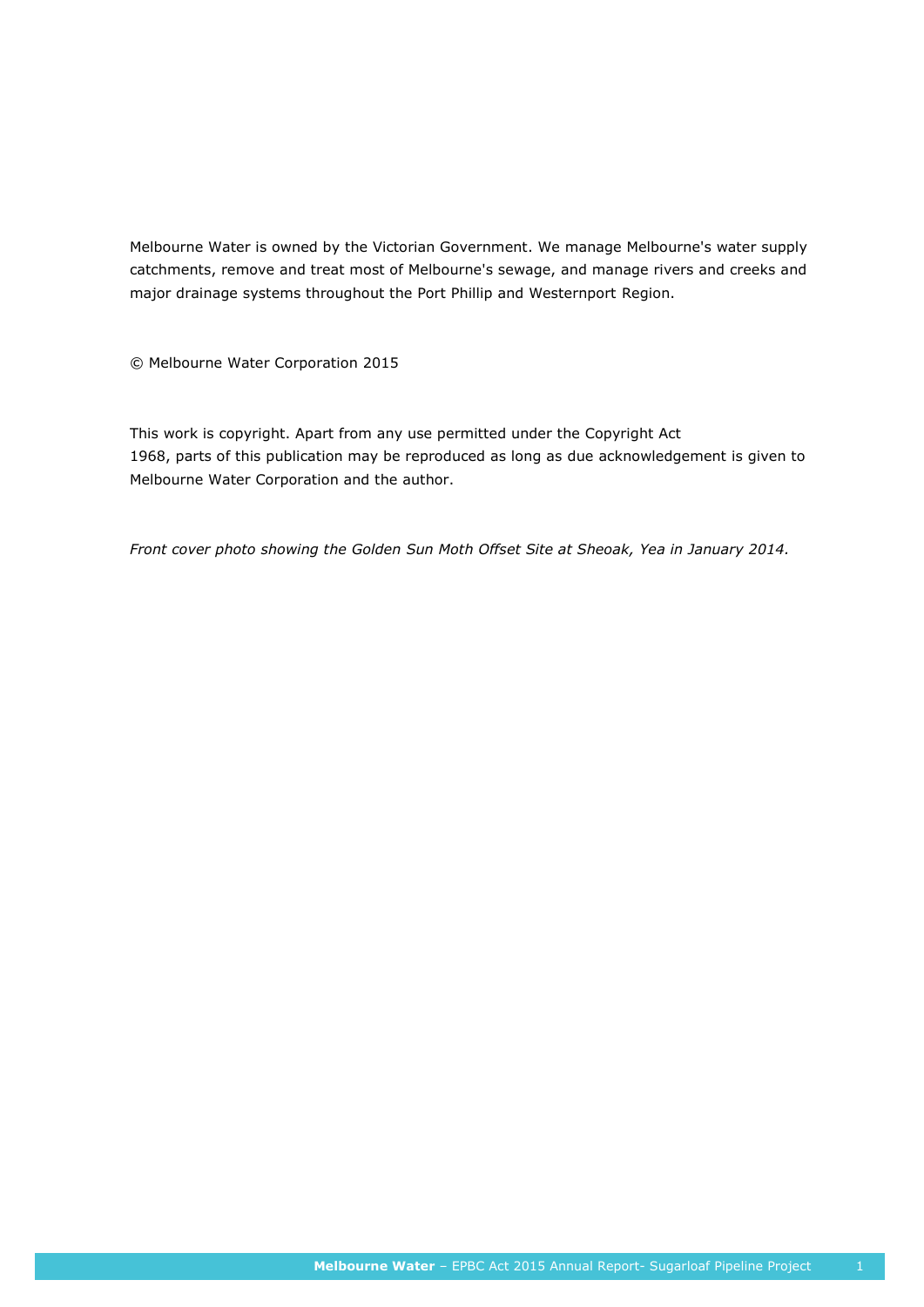Melbourne Water is owned by the Victorian Government. We manage Melbourne's water supply catchments, remove and treat most of Melbourne's sewage, and manage rivers and creeks and major drainage systems throughout the Port Phillip and Westernport Region.

© Melbourne Water Corporation 2015

This work is copyright. Apart from any use permitted under the Copyright Act 1968, parts of this publication may be reproduced as long as due acknowledgement is given to Melbourne Water Corporation and the author.

*Front cover photo showing the Golden Sun Moth Offset Site at Sheoak, Yea in January 2014.*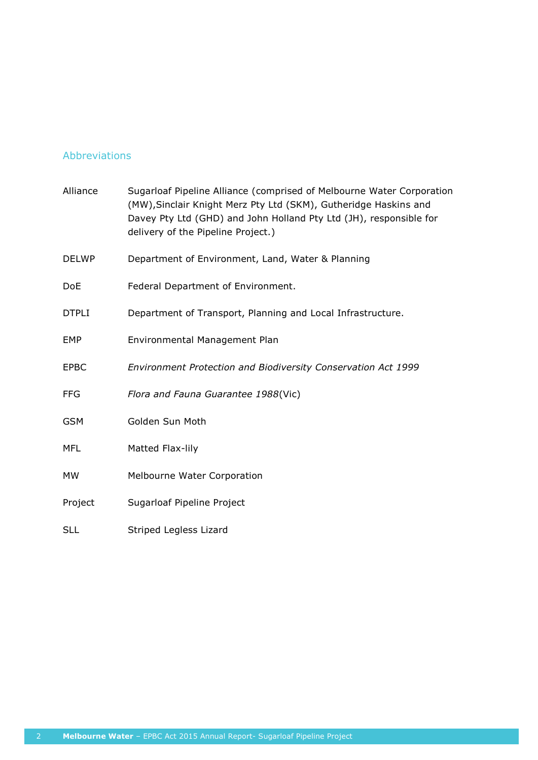## Abbreviations

| | |
|---|---|
| Alliance | Sugarloaf Pipeline Alliance (comprised of Melbourne Water Corporation (MW),Sinclair Knight Merz Pty Ltd (SKM), Gutheridge Haskins and Davey Pty Ltd (GHD) and John Holland Pty Ltd (JH), responsible for delivery of the Pipeline Project.) |
| DELWP | Department of Environment, Land, Water & Planning |
| DoE | Federal Department of Environment. |
| DTPLI | Department of Transport, Planning and Local Infrastructure. |
| EMP | Environmental Management Plan |
| EPBC | *Environment Protection and Biodiversity Conservation Act 1999* |
| FFG | *Flora and Fauna Guarantee 1988*(Vic) |
| GSM | Golden Sun Moth |
| MFL | Matted Flax-lily |
| MW | Melbourne Water Corporation |
| Project | Sugarloaf Pipeline Project |
| SLL | Striped Legless Lizard |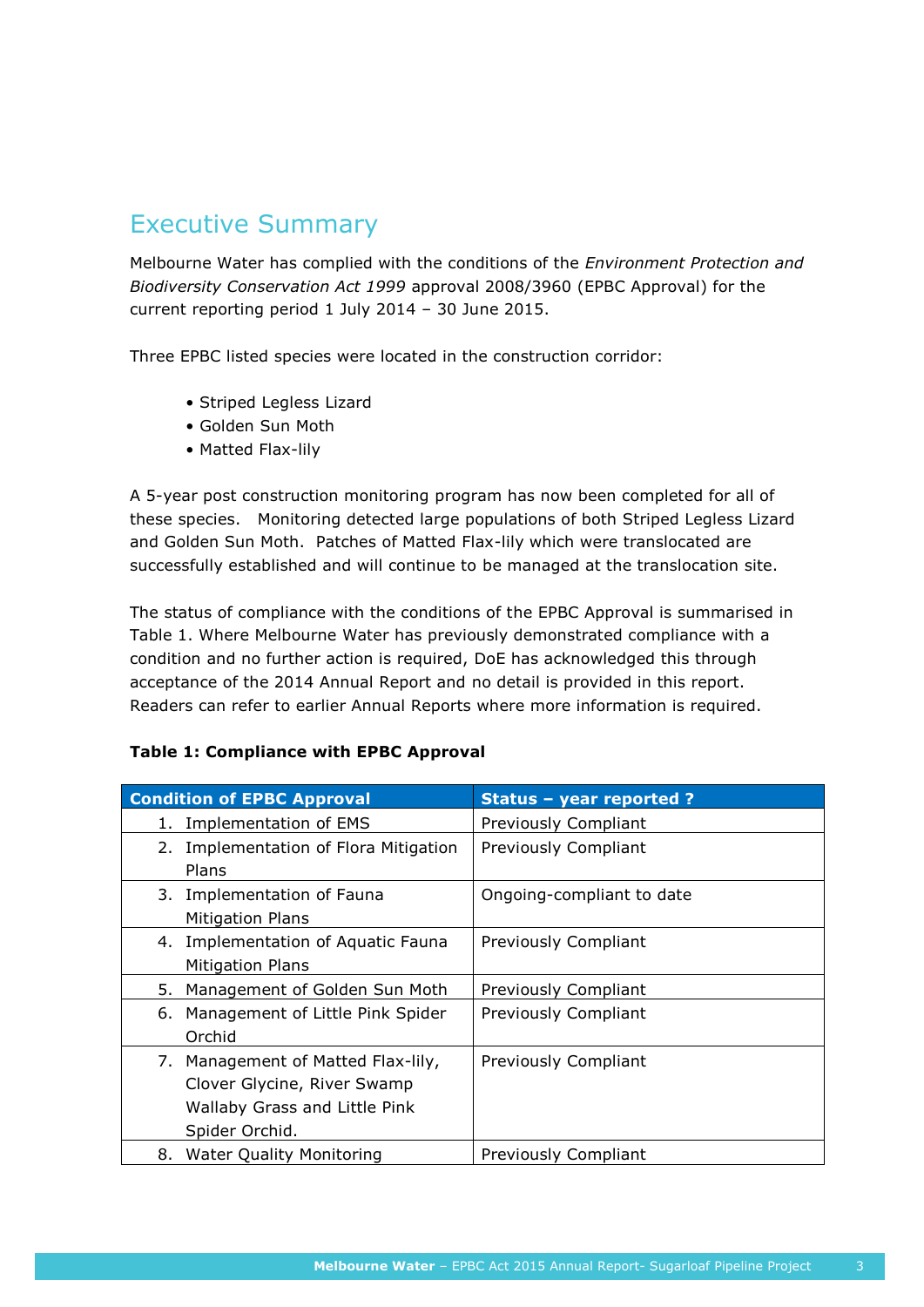# Executive Summary

Melbourne Water has complied with the conditions of the *Environment Protection and Biodiversity Conservation Act 1999* approval 2008/3960 (EPBC Approval) for the current reporting period 1 July 2014 – 30 June 2015.

Three EPBC listed species were located in the construction corridor:

- Striped Legless Lizard
- Golden Sun Moth
- Matted Flax-lily

A 5-year post construction monitoring program has now been completed for all of these species. Monitoring detected large populations of both Striped Legless Lizard and Golden Sun Moth. Patches of Matted Flax-lily which were translocated are successfully established and will continue to be managed at the translocation site.

The status of compliance with the conditions of the EPBC Approval is summarised in Table 1. Where Melbourne Water has previously demonstrated compliance with a condition and no further action is required, DoE has acknowledged this through acceptance of the 2014 Annual Report and no detail is provided in this report. Readers can refer to earlier Annual Reports where more information is required.

**Table 1: Compliance with EPBC Approval**

| Condition of EPBC Approval | Status – year reported ? |
|---|---|
| 1. Implementation of EMS | Previously Compliant |
| 2. Implementation of Flora Mitigation Plans | Previously Compliant |
| 3. Implementation of Fauna Mitigation Plans | Ongoing-compliant to date |
| 4. Implementation of Aquatic Fauna Mitigation Plans | Previously Compliant |
| 5. Management of Golden Sun Moth | Previously Compliant |
| 6. Management of Little Pink Spider Orchid | Previously Compliant |
| 7. Management of Matted Flax-lily, Clover Glycine, River Swamp Wallaby Grass and Little Pink Spider Orchid. | Previously Compliant |
| 8. Water Quality Monitoring | Previously Compliant |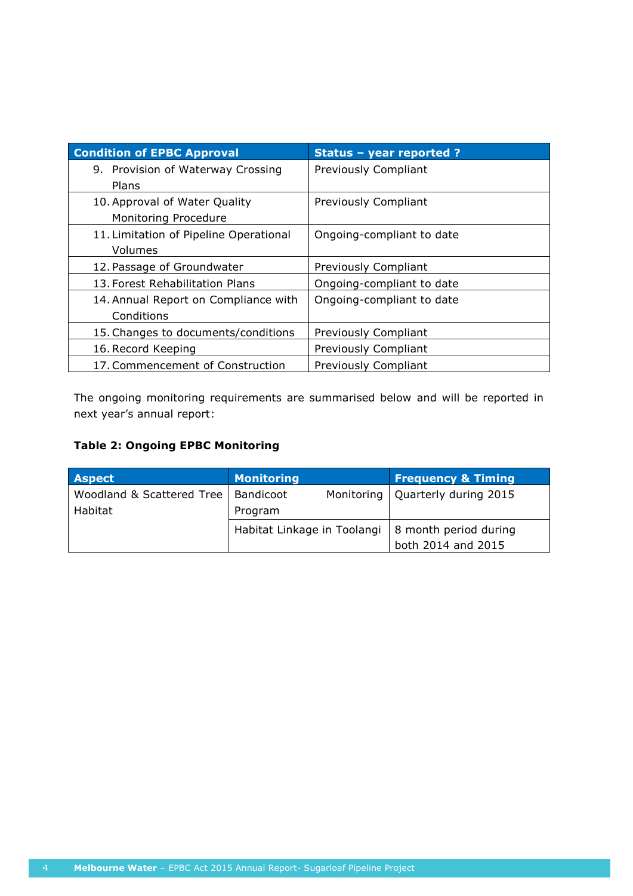| Condition of EPBC Approval | Status – year reported ? |
|---|---|
| 9. Provision of Waterway Crossing Plans | Previously Compliant |
| 10. Approval of Water Quality Monitoring Procedure | Previously Compliant |
| 11. Limitation of Pipeline Operational Volumes | Ongoing-compliant to date |
| 12. Passage of Groundwater | Previously Compliant |
| 13. Forest Rehabilitation Plans | Ongoing-compliant to date |
| 14. Annual Report on Compliance with Conditions | Ongoing-compliant to date |
| 15. Changes to documents/conditions | Previously Compliant |
| 16. Record Keeping | Previously Compliant |
| 17. Commencement of Construction | Previously Compliant |

The ongoing monitoring requirements are summarised below and will be reported in next year's annual report:

**Table 2: Ongoing EPBC Monitoring**

| Aspect | Monitoring | Frequency & Timing |
|---|---|---|
| Woodland & Scattered Tree Habitat | Bandicoot Monitoring Program | Quarterly during 2015 |
| | Habitat Linkage in Toolangi | 8 month period during both 2014 and 2015 |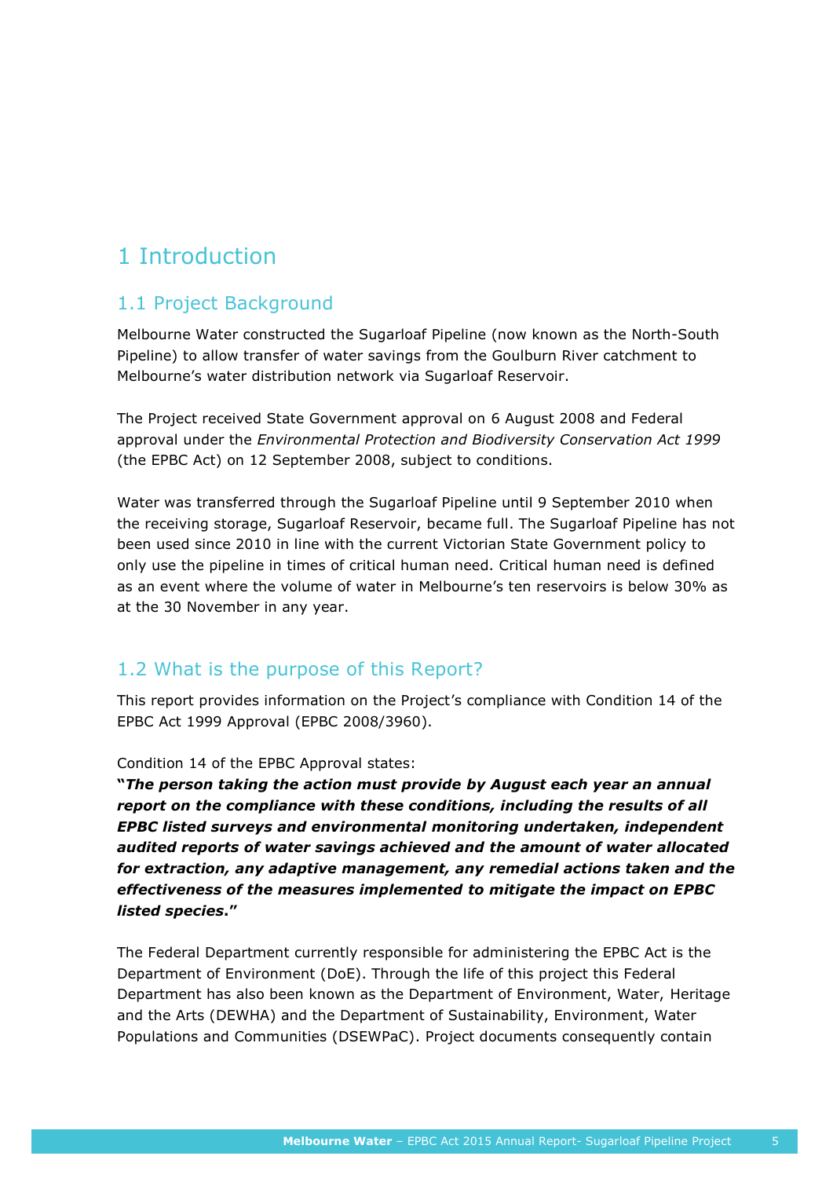# 1 Introduction

## 1.1 Project Background

Melbourne Water constructed the Sugarloaf Pipeline (now known as the North-South Pipeline) to allow transfer of water savings from the Goulburn River catchment to Melbourne's water distribution network via Sugarloaf Reservoir.

The Project received State Government approval on 6 August 2008 and Federal approval under the *Environmental Protection and Biodiversity Conservation Act 1999* (the EPBC Act) on 12 September 2008, subject to conditions.

Water was transferred through the Sugarloaf Pipeline until 9 September 2010 when the receiving storage, Sugarloaf Reservoir, became full. The Sugarloaf Pipeline has not been used since 2010 in line with the current Victorian State Government policy to only use the pipeline in times of critical human need. Critical human need is defined as an event where the volume of water in Melbourne's ten reservoirs is below 30% as at the 30 November in any year.

## 1.2 What is the purpose of this Report?

This report provides information on the Project's compliance with Condition 14 of the EPBC Act 1999 Approval (EPBC 2008/3960).

Condition 14 of the EPBC Approval states:

**"*The person taking the action must provide by August each year an annual report on the compliance with these conditions, including the results of all EPBC listed surveys and environmental monitoring undertaken, independent audited reports of water savings achieved and the amount of water allocated for extraction, any adaptive management, any remedial actions taken and the effectiveness of the measures implemented to mitigate the impact on EPBC listed species*."**

The Federal Department currently responsible for administering the EPBC Act is the Department of Environment (DoE). Through the life of this project this Federal Department has also been known as the Department of Environment, Water, Heritage and the Arts (DEWHA) and the Department of Sustainability, Environment, Water Populations and Communities (DSEWPaC). Project documents consequently contain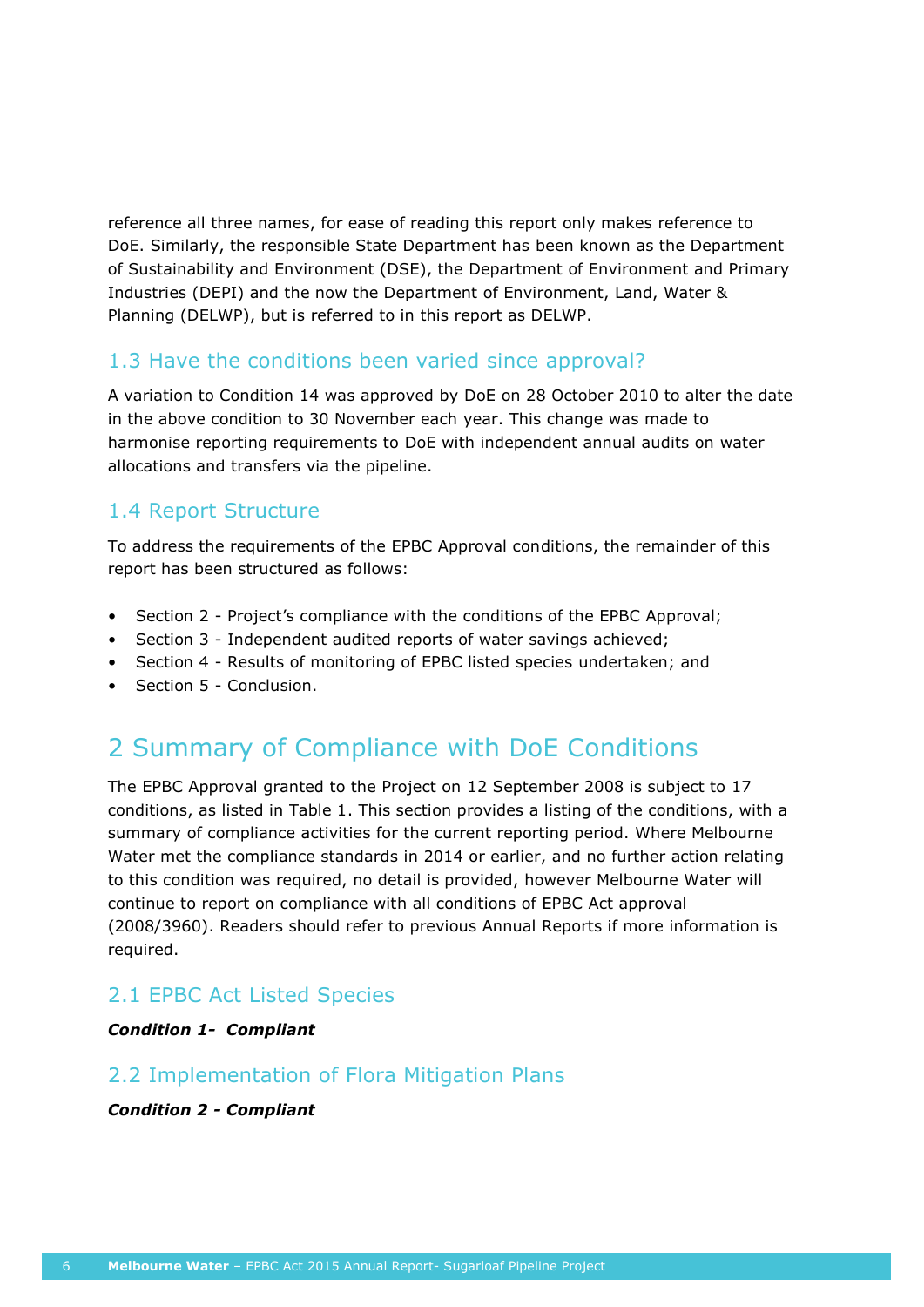reference all three names, for ease of reading this report only makes reference to DoE. Similarly, the responsible State Department has been known as the Department of Sustainability and Environment (DSE), the Department of Environment and Primary Industries (DEPI) and the now the Department of Environment, Land, Water & Planning (DELWP), but is referred to in this report as DELWP.

## 1.3 Have the conditions been varied since approval?

A variation to Condition 14 was approved by DoE on 28 October 2010 to alter the date in the above condition to 30 November each year. This change was made to harmonise reporting requirements to DoE with independent annual audits on water allocations and transfers via the pipeline.

## 1.4 Report Structure

To address the requirements of the EPBC Approval conditions, the remainder of this report has been structured as follows:

- Section 2 - Project's compliance with the conditions of the EPBC Approval;
- Section 3 - Independent audited reports of water savings achieved;
- Section 4 - Results of monitoring of EPBC listed species undertaken; and
- Section 5 - Conclusion.

# 2 Summary of Compliance with DoE Conditions

The EPBC Approval granted to the Project on 12 September 2008 is subject to 17 conditions, as listed in Table 1. This section provides a listing of the conditions, with a summary of compliance activities for the current reporting period. Where Melbourne Water met the compliance standards in 2014 or earlier, and no further action relating to this condition was required, no detail is provided, however Melbourne Water will continue to report on compliance with all conditions of EPBC Act approval (2008/3960). Readers should refer to previous Annual Reports if more information is required.

## 2.1 EPBC Act Listed Species

***Condition 1- Compliant***

## 2.2 Implementation of Flora Mitigation Plans

***Condition 2 - Compliant***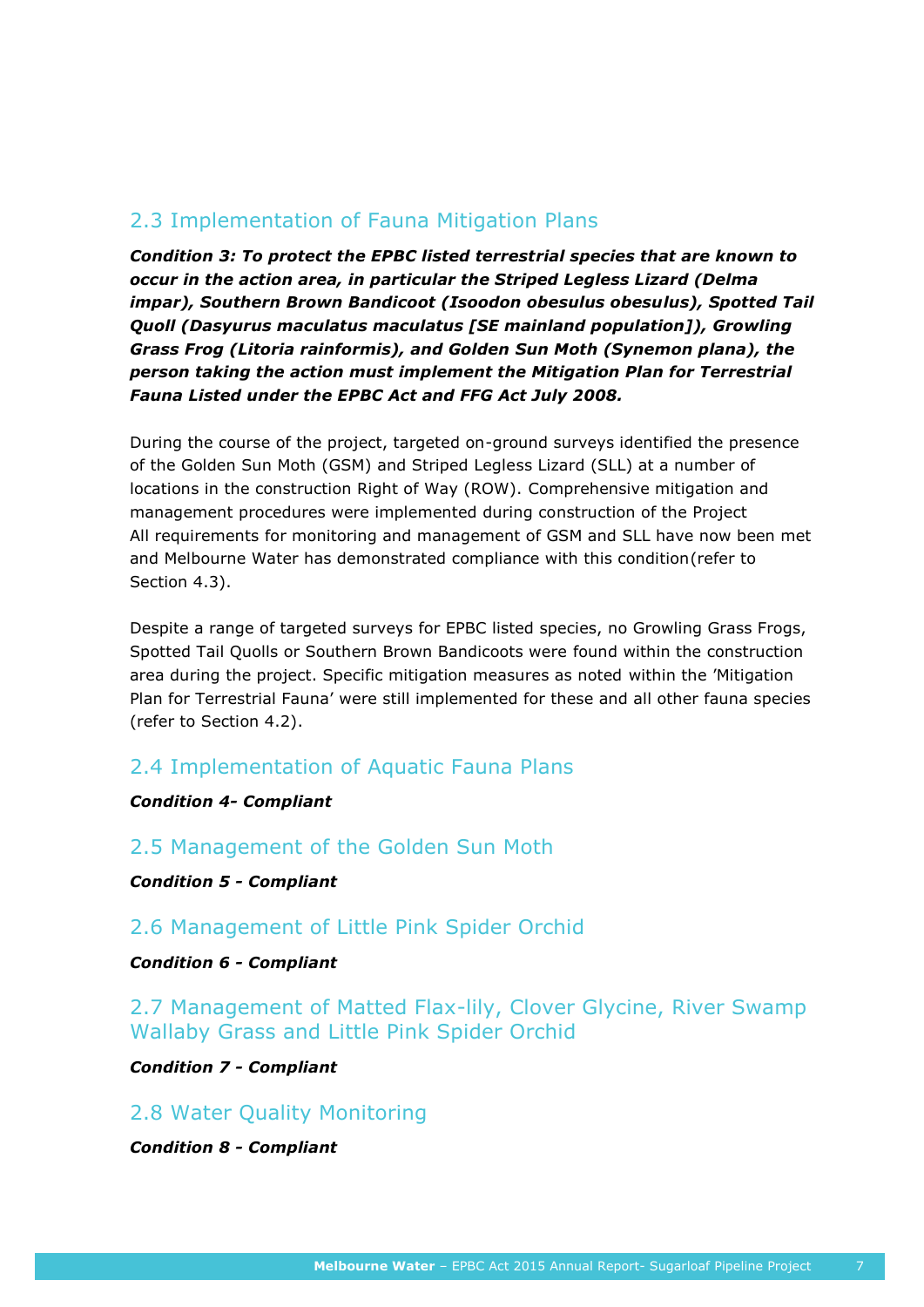## 2.3 Implementation of Fauna Mitigation Plans

***Condition 3: To protect the EPBC listed terrestrial species that are known to occur in the action area, in particular the Striped Legless Lizard (Delma impar), Southern Brown Bandicoot (Isoodon obesulus obesulus), Spotted Tail Quoll (Dasyurus maculatus maculatus [SE mainland population]), Growling Grass Frog (Litoria rainformis), and Golden Sun Moth (Synemon plana), the person taking the action must implement the Mitigation Plan for Terrestrial Fauna Listed under the EPBC Act and FFG Act July 2008.***

During the course of the project, targeted on-ground surveys identified the presence of the Golden Sun Moth (GSM) and Striped Legless Lizard (SLL) at a number of locations in the construction Right of Way (ROW). Comprehensive mitigation and management procedures were implemented during construction of the Project All requirements for monitoring and management of GSM and SLL have now been met and Melbourne Water has demonstrated compliance with this condition(refer to Section 4.3).

Despite a range of targeted surveys for EPBC listed species, no Growling Grass Frogs, Spotted Tail Quolls or Southern Brown Bandicoots were found within the construction area during the project. Specific mitigation measures as noted within the 'Mitigation Plan for Terrestrial Fauna' were still implemented for these and all other fauna species (refer to Section 4.2).

## 2.4 Implementation of Aquatic Fauna Plans

***Condition 4- Compliant***

## 2.5 Management of the Golden Sun Moth

***Condition 5 - Compliant***

## 2.6 Management of Little Pink Spider Orchid

***Condition 6 - Compliant***

## 2.7 Management of Matted Flax-lily, Clover Glycine, River Swamp Wallaby Grass and Little Pink Spider Orchid

***Condition 7 - Compliant***

## 2.8 Water Quality Monitoring

***Condition 8 - Compliant***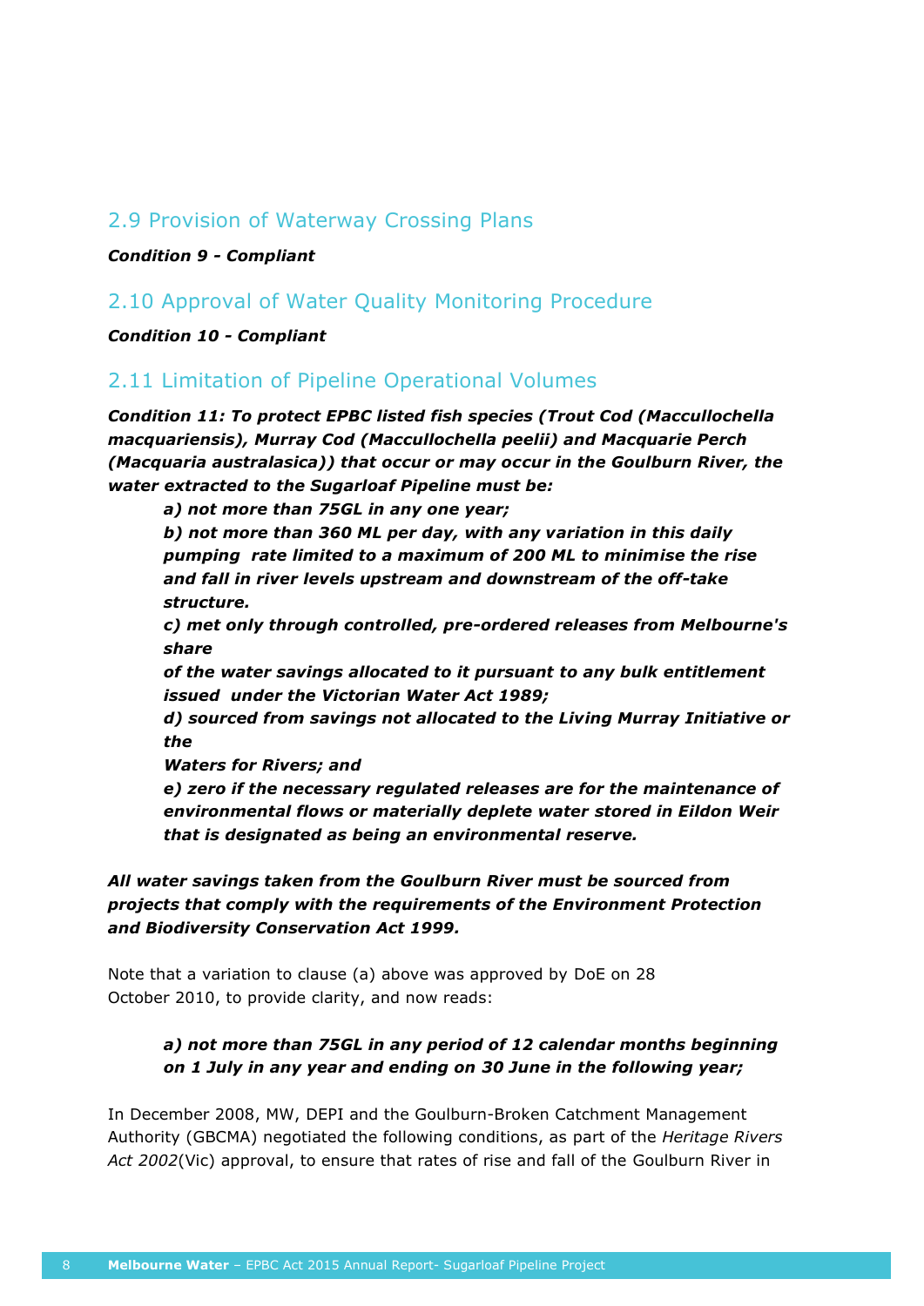## 2.9 Provision of Waterway Crossing Plans

***Condition 9 - Compliant***

## 2.10 Approval of Water Quality Monitoring Procedure

***Condition 10 - Compliant***

## 2.11 Limitation of Pipeline Operational Volumes

***Condition 11: To protect EPBC listed fish species (Trout Cod (Maccullochella macquariensis), Murray Cod (Maccullochella peelii) and Macquarie Perch (Macquaria australasica)) that occur or may occur in the Goulburn River, the water extracted to the Sugarloaf Pipeline must be:***

> ***a) not more than 75GL in any one year;***
>
> ***b) not more than 360 ML per day, with any variation in this daily pumping rate limited to a maximum of 200 ML to minimise the rise and fall in river levels upstream and downstream of the off-take structure.***
>
> ***c) met only through controlled, pre-ordered releases from Melbourne's share of the water savings allocated to it pursuant to any bulk entitlement issued under the Victorian Water Act 1989;***
>
> ***d) sourced from savings not allocated to the Living Murray Initiative or the Waters for Rivers; and***
>
> ***e) zero if the necessary regulated releases are for the maintenance of environmental flows or materially deplete water stored in Eildon Weir that is designated as being an environmental reserve.***

***All water savings taken from the Goulburn River must be sourced from projects that comply with the requirements of the Environment Protection and Biodiversity Conservation Act 1999.***

Note that a variation to clause (a) above was approved by DoE on 28 October 2010, to provide clarity, and now reads:

> ***a) not more than 75GL in any period of 12 calendar months beginning on 1 July in any year and ending on 30 June in the following year;***

In December 2008, MW, DEPI and the Goulburn-Broken Catchment Management Authority (GBCMA) negotiated the following conditions, as part of the *Heritage Rivers Act 2002*(Vic) approval, to ensure that rates of rise and fall of the Goulburn River in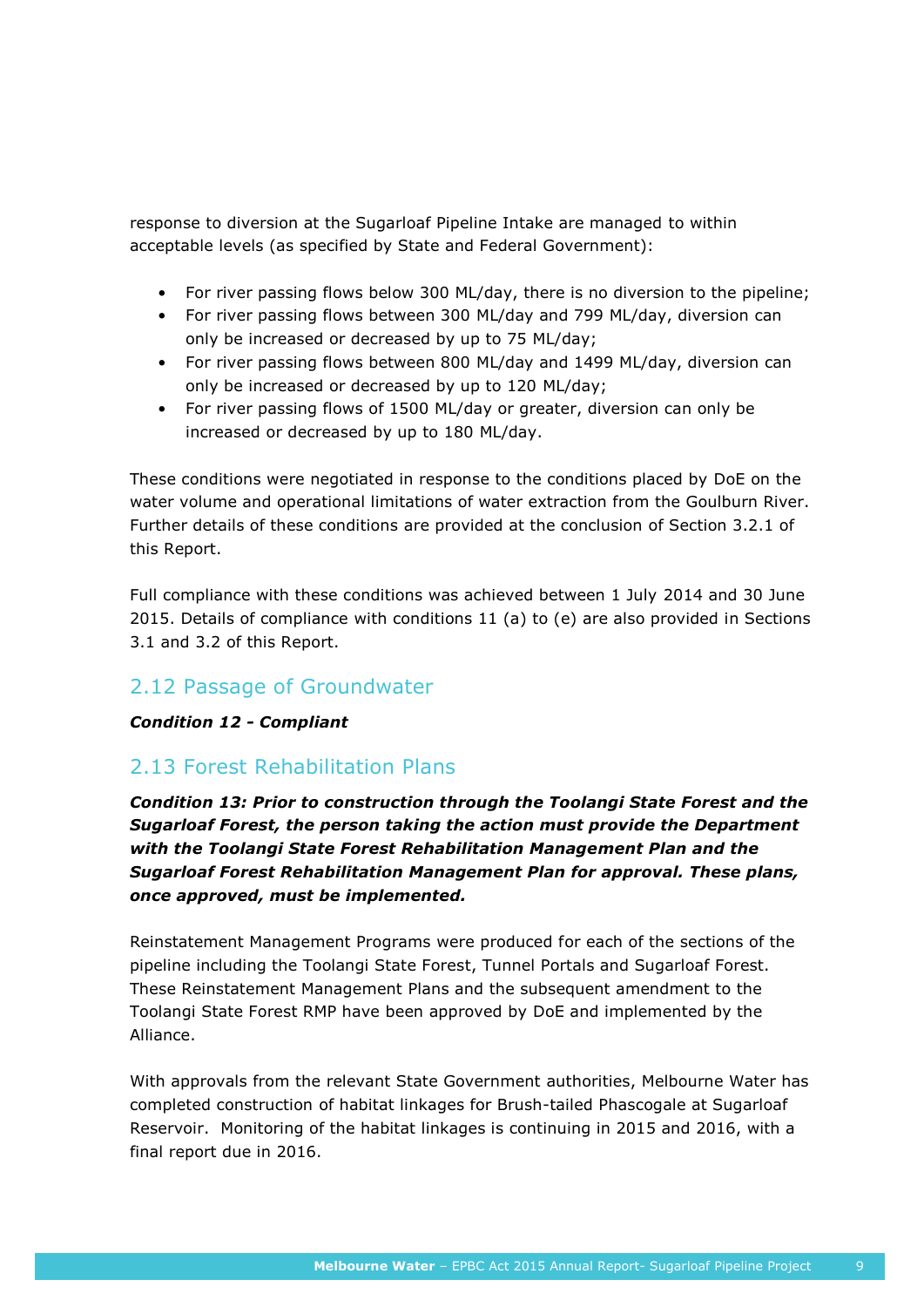response to diversion at the Sugarloaf Pipeline Intake are managed to within acceptable levels (as specified by State and Federal Government):

- For river passing flows below 300 ML/day, there is no diversion to the pipeline;
- For river passing flows between 300 ML/day and 799 ML/day, diversion can only be increased or decreased by up to 75 ML/day;
- For river passing flows between 800 ML/day and 1499 ML/day, diversion can only be increased or decreased by up to 120 ML/day;
- For river passing flows of 1500 ML/day or greater, diversion can only be increased or decreased by up to 180 ML/day.

These conditions were negotiated in response to the conditions placed by DoE on the water volume and operational limitations of water extraction from the Goulburn River. Further details of these conditions are provided at the conclusion of Section 3.2.1 of this Report.

Full compliance with these conditions was achieved between 1 July 2014 and 30 June 2015. Details of compliance with conditions 11 (a) to (e) are also provided in Sections 3.1 and 3.2 of this Report.

## 2.12 Passage of Groundwater

***Condition 12 - Compliant***

## 2.13 Forest Rehabilitation Plans

***Condition 13: Prior to construction through the Toolangi State Forest and the Sugarloaf Forest, the person taking the action must provide the Department with the Toolangi State Forest Rehabilitation Management Plan and the Sugarloaf Forest Rehabilitation Management Plan for approval. These plans, once approved, must be implemented.***

Reinstatement Management Programs were produced for each of the sections of the pipeline including the Toolangi State Forest, Tunnel Portals and Sugarloaf Forest. These Reinstatement Management Plans and the subsequent amendment to the Toolangi State Forest RMP have been approved by DoE and implemented by the Alliance.

With approvals from the relevant State Government authorities, Melbourne Water has completed construction of habitat linkages for Brush-tailed Phascogale at Sugarloaf Reservoir. Monitoring of the habitat linkages is continuing in 2015 and 2016, with a final report due in 2016.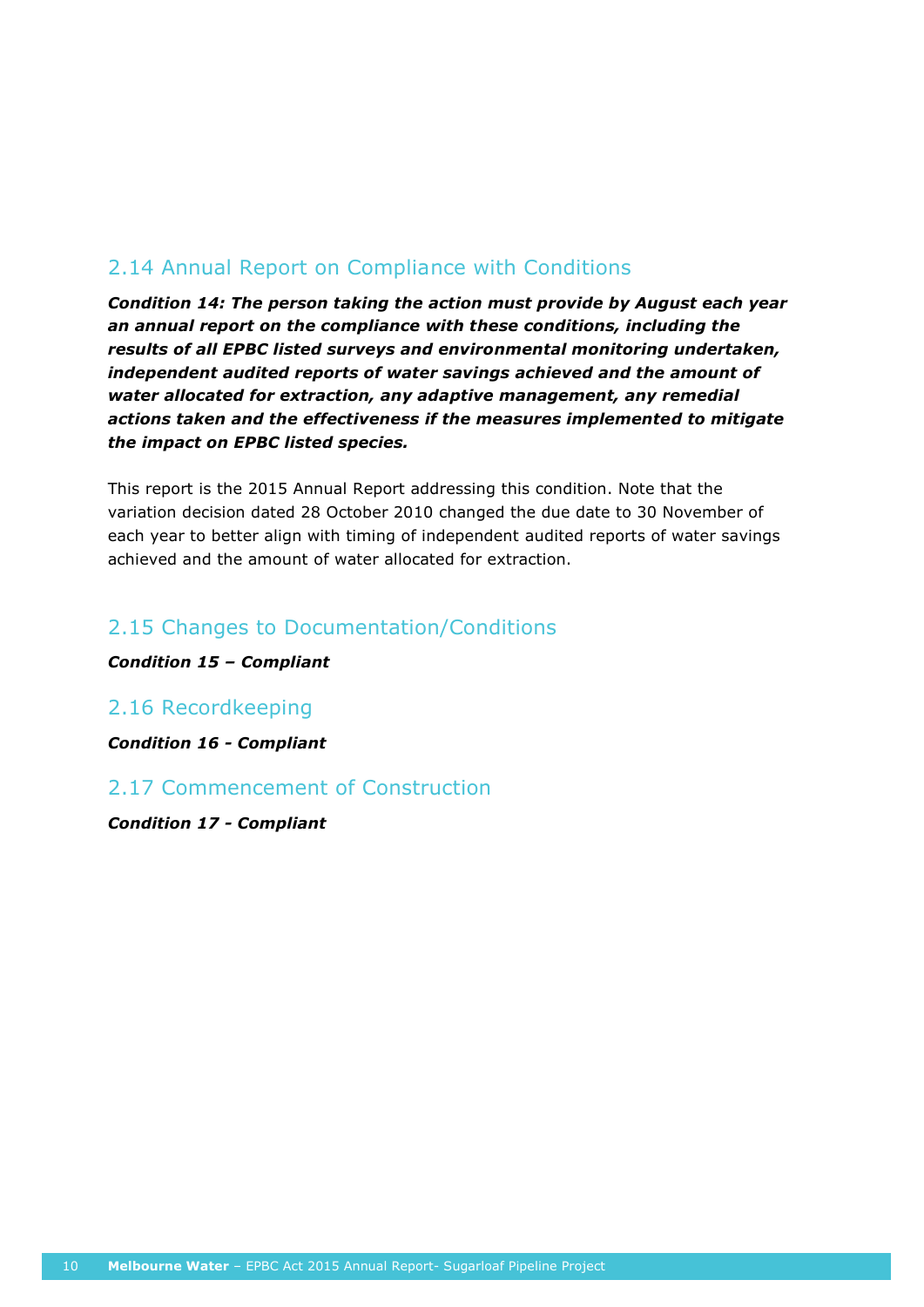## 2.14 Annual Report on Compliance with Conditions

***Condition 14: The person taking the action must provide by August each year an annual report on the compliance with these conditions, including the results of all EPBC listed surveys and environmental monitoring undertaken, independent audited reports of water savings achieved and the amount of water allocated for extraction, any adaptive management, any remedial actions taken and the effectiveness if the measures implemented to mitigate the impact on EPBC listed species.***

This report is the 2015 Annual Report addressing this condition. Note that the variation decision dated 28 October 2010 changed the due date to 30 November of each year to better align with timing of independent audited reports of water savings achieved and the amount of water allocated for extraction.

## 2.15 Changes to Documentation/Conditions

***Condition 15 – Compliant***

## 2.16 Recordkeeping

***Condition 16 - Compliant***

## 2.17 Commencement of Construction

***Condition 17 - Compliant***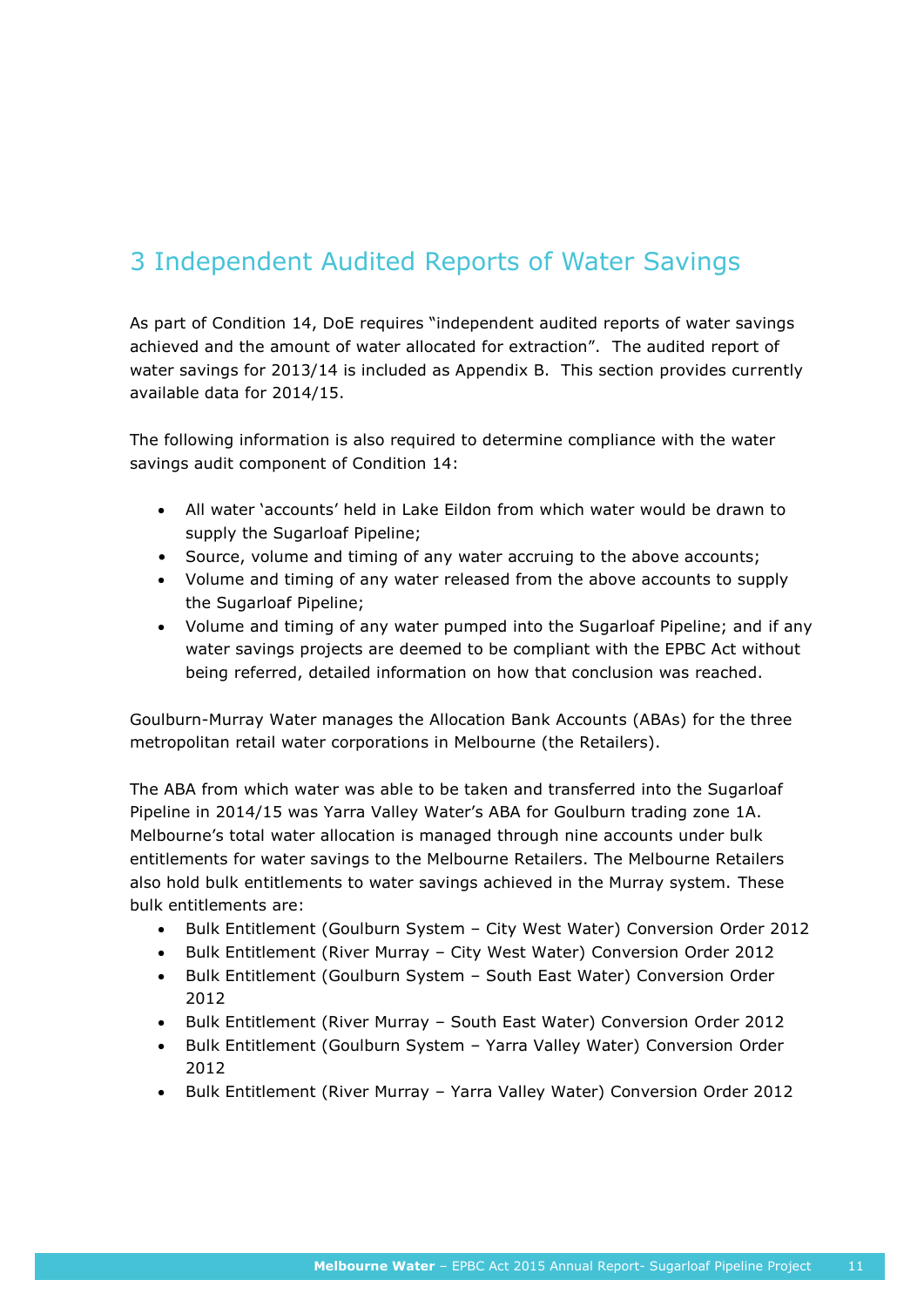# 3 Independent Audited Reports of Water Savings

As part of Condition 14, DoE requires "independent audited reports of water savings achieved and the amount of water allocated for extraction". The audited report of water savings for 2013/14 is included as Appendix B. This section provides currently available data for 2014/15.

The following information is also required to determine compliance with the water savings audit component of Condition 14:

- All water 'accounts' held in Lake Eildon from which water would be drawn to supply the Sugarloaf Pipeline;
- Source, volume and timing of any water accruing to the above accounts;
- Volume and timing of any water released from the above accounts to supply the Sugarloaf Pipeline;
- Volume and timing of any water pumped into the Sugarloaf Pipeline; and if any water savings projects are deemed to be compliant with the EPBC Act without being referred, detailed information on how that conclusion was reached.

Goulburn-Murray Water manages the Allocation Bank Accounts (ABAs) for the three metropolitan retail water corporations in Melbourne (the Retailers).

The ABA from which water was able to be taken and transferred into the Sugarloaf Pipeline in 2014/15 was Yarra Valley Water's ABA for Goulburn trading zone 1A. Melbourne's total water allocation is managed through nine accounts under bulk entitlements for water savings to the Melbourne Retailers. The Melbourne Retailers also hold bulk entitlements to water savings achieved in the Murray system. These bulk entitlements are:

- Bulk Entitlement (Goulburn System – City West Water) Conversion Order 2012
- Bulk Entitlement (River Murray – City West Water) Conversion Order 2012
- Bulk Entitlement (Goulburn System – South East Water) Conversion Order 2012
- Bulk Entitlement (River Murray – South East Water) Conversion Order 2012
- Bulk Entitlement (Goulburn System – Yarra Valley Water) Conversion Order 2012
- Bulk Entitlement (River Murray – Yarra Valley Water) Conversion Order 2012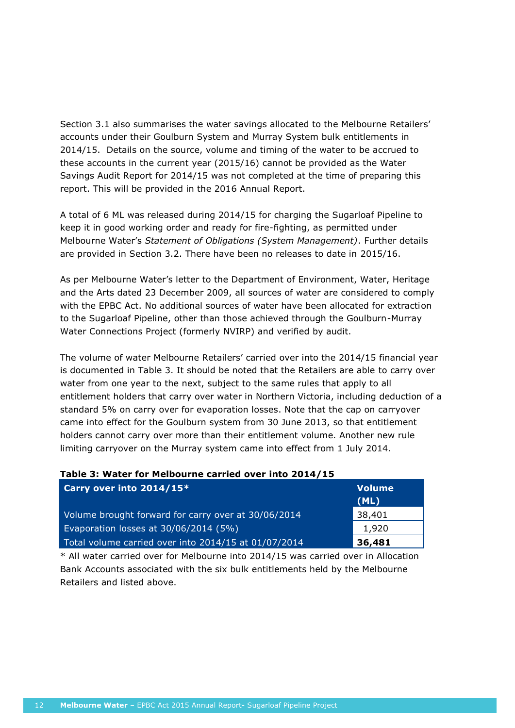Section 3.1 also summarises the water savings allocated to the Melbourne Retailers' accounts under their Goulburn System and Murray System bulk entitlements in 2014/15. Details on the source, volume and timing of the water to be accrued to these accounts in the current year (2015/16) cannot be provided as the Water Savings Audit Report for 2014/15 was not completed at the time of preparing this report. This will be provided in the 2016 Annual Report.

A total of 6 ML was released during 2014/15 for charging the Sugarloaf Pipeline to keep it in good working order and ready for fire-fighting, as permitted under Melbourne Water's *Statement of Obligations (System Management)*. Further details are provided in Section 3.2. There have been no releases to date in 2015/16.

As per Melbourne Water's letter to the Department of Environment, Water, Heritage and the Arts dated 23 December 2009, all sources of water are considered to comply with the EPBC Act. No additional sources of water have been allocated for extraction to the Sugarloaf Pipeline, other than those achieved through the Goulburn-Murray Water Connections Project (formerly NVIRP) and verified by audit.

The volume of water Melbourne Retailers' carried over into the 2014/15 financial year is documented in Table 3. It should be noted that the Retailers are able to carry over water from one year to the next, subject to the same rules that apply to all entitlement holders that carry over water in Northern Victoria, including deduction of a standard 5% on carry over for evaporation losses. Note that the cap on carryover came into effect for the Goulburn system from 30 June 2013, so that entitlement holders cannot carry over more than their entitlement volume. Another new rule limiting carryover on the Murray system came into effect from 1 July 2014.

**Table 3: Water for Melbourne carried over into 2014/15**

| Carry over into 2014/15* | Volume (ML) |
|---|---|
| Volume brought forward for carry over at 30/06/2014 | 38,401 |
| Evaporation losses at 30/06/2014 (5%) | 1,920 |
| Total volume carried over into 2014/15 at 01/07/2014 | **36,481** |

* All water carried over for Melbourne into 2014/15 was carried over in Allocation Bank Accounts associated with the six bulk entitlements held by the Melbourne Retailers and listed above.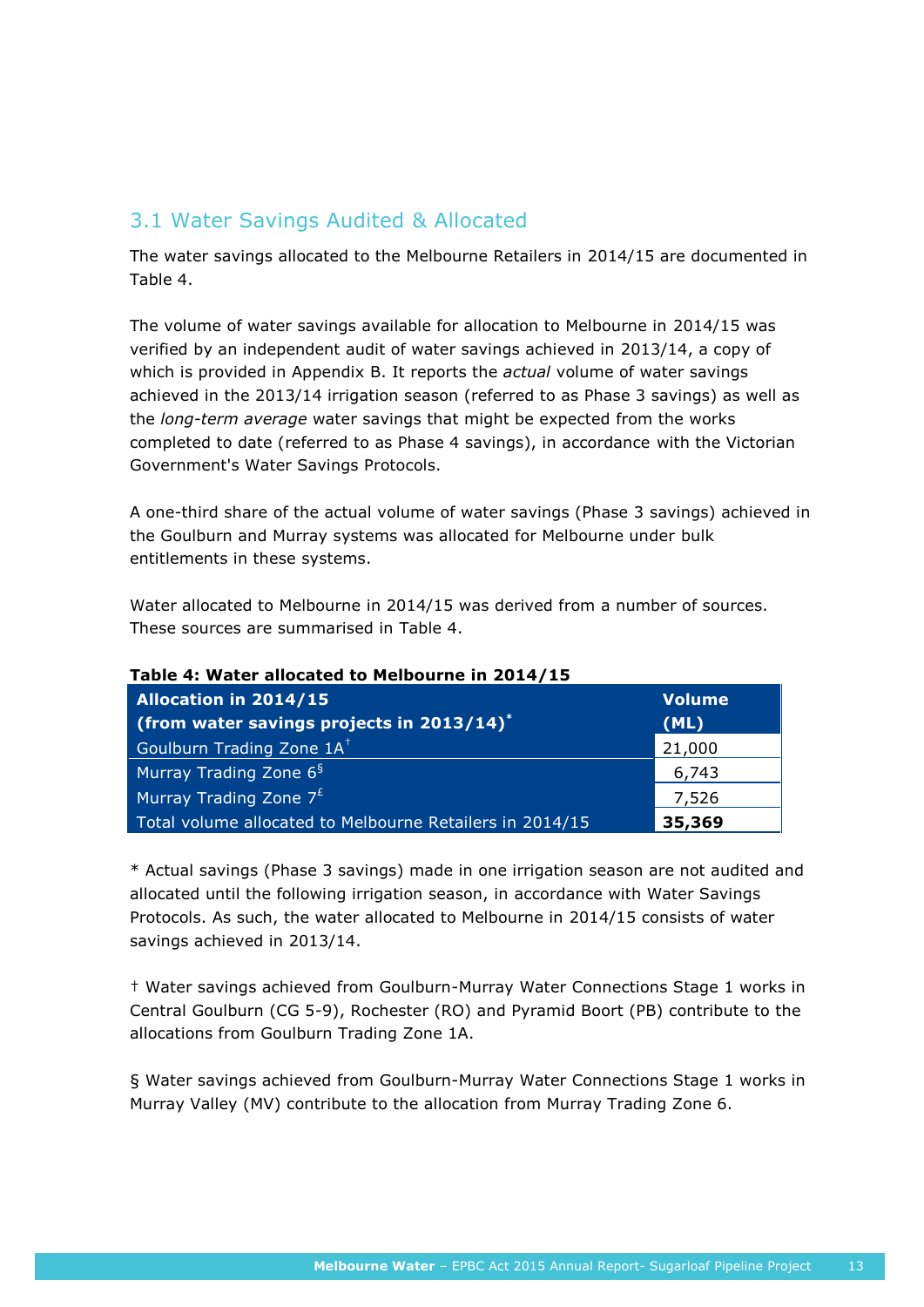## 3.1 Water Savings Audited & Allocated

The water savings allocated to the Melbourne Retailers in 2014/15 are documented in Table 4.

The volume of water savings available for allocation to Melbourne in 2014/15 was verified by an independent audit of water savings achieved in 2013/14, a copy of which is provided in Appendix B. It reports the *actual* volume of water savings achieved in the 2013/14 irrigation season (referred to as Phase 3 savings) as well as the *long-term average* water savings that might be expected from the works completed to date (referred to as Phase 4 savings), in accordance with the Victorian Government's Water Savings Protocols.

A one-third share of the actual volume of water savings (Phase 3 savings) achieved in the Goulburn and Murray systems was allocated for Melbourne under bulk entitlements in these systems.

Water allocated to Melbourne in 2014/15 was derived from a number of sources. These sources are summarised in Table 4.

**Table 4: Water allocated to Melbourne in 2014/15**

| Allocation in 2014/15 (from water savings projects in 2013/14)* | Volume (ML) |
|---|---|
| Goulburn Trading Zone 1A† | 21,000 |
| Murray Trading Zone 6§ | 6,743 |
| Murray Trading Zone 7£ | 7,526 |
| Total volume allocated to Melbourne Retailers in 2014/15 | **35,369** |

* Actual savings (Phase 3 savings) made in one irrigation season are not audited and allocated until the following irrigation season, in accordance with Water Savings Protocols. As such, the water allocated to Melbourne in 2014/15 consists of water savings achieved in 2013/14.

† Water savings achieved from Goulburn-Murray Water Connections Stage 1 works in Central Goulburn (CG 5-9), Rochester (RO) and Pyramid Boort (PB) contribute to the allocations from Goulburn Trading Zone 1A.

§ Water savings achieved from Goulburn-Murray Water Connections Stage 1 works in Murray Valley (MV) contribute to the allocation from Murray Trading Zone 6.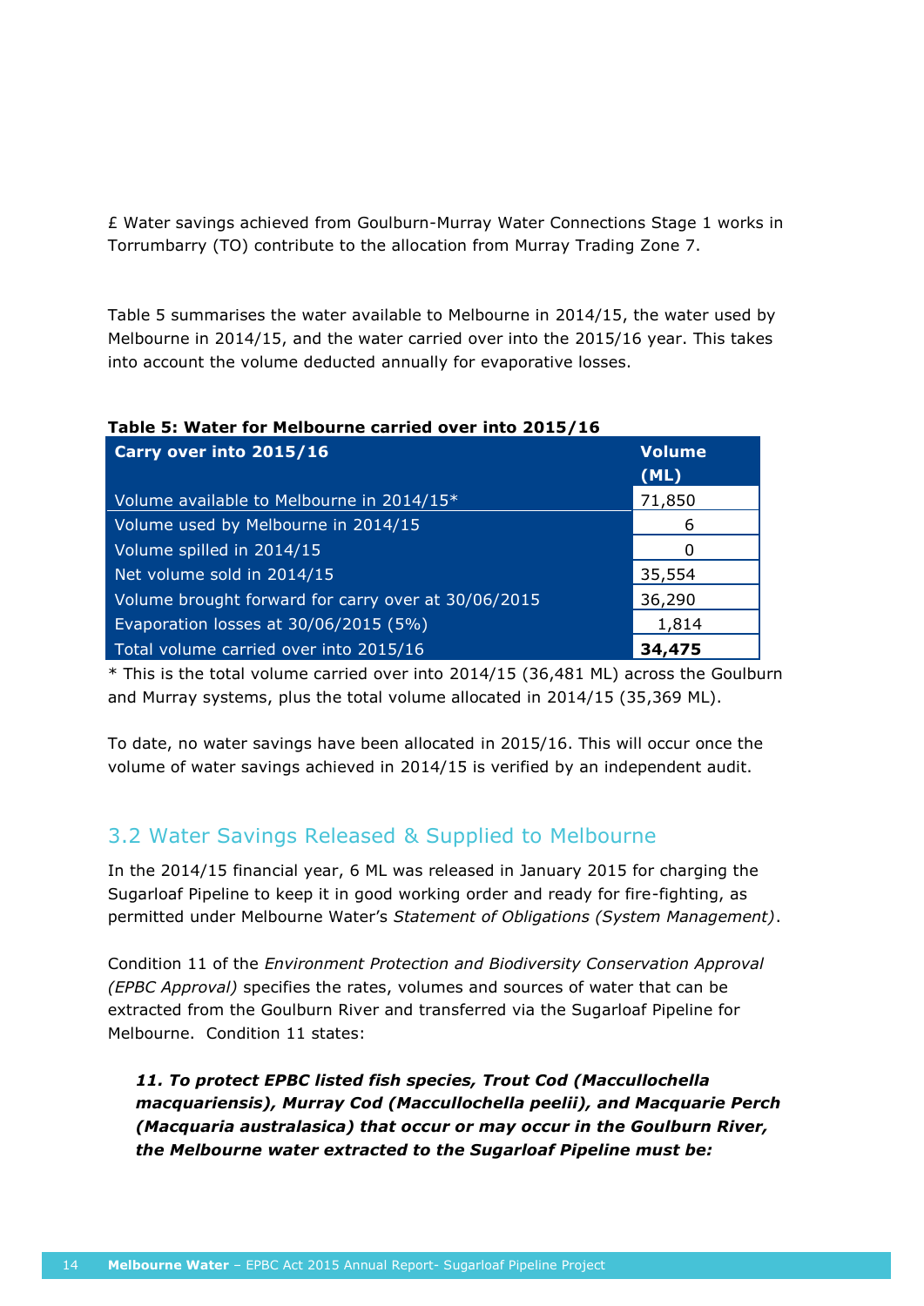£ Water savings achieved from Goulburn-Murray Water Connections Stage 1 works in Torrumbarry (TO) contribute to the allocation from Murray Trading Zone 7.

Table 5 summarises the water available to Melbourne in 2014/15, the water used by Melbourne in 2014/15, and the water carried over into the 2015/16 year. This takes into account the volume deducted annually for evaporative losses.

**Table 5: Water for Melbourne carried over into 2015/16**

| Carry over into 2015/16 | Volume (ML) |
|---|---|
| Volume available to Melbourne in 2014/15* | 71,850 |
| Volume used by Melbourne in 2014/15 | 6 |
| Volume spilled in 2014/15 | 0 |
| Net volume sold in 2014/15 | 35,554 |
| Volume brought forward for carry over at 30/06/2015 | 36,290 |
| Evaporation losses at 30/06/2015 (5%) | 1,814 |
| Total volume carried over into 2015/16 | **34,475** |

* This is the total volume carried over into 2014/15 (36,481 ML) across the Goulburn and Murray systems, plus the total volume allocated in 2014/15 (35,369 ML).

To date, no water savings have been allocated in 2015/16. This will occur once the volume of water savings achieved in 2014/15 is verified by an independent audit.

## 3.2 Water Savings Released & Supplied to Melbourne

In the 2014/15 financial year, 6 ML was released in January 2015 for charging the Sugarloaf Pipeline to keep it in good working order and ready for fire-fighting, as permitted under Melbourne Water's *Statement of Obligations (System Management)*.

Condition 11 of the *Environment Protection and Biodiversity Conservation Approval (EPBC Approval)* specifies the rates, volumes and sources of water that can be extracted from the Goulburn River and transferred via the Sugarloaf Pipeline for Melbourne. Condition 11 states:

> ***11. To protect EPBC listed fish species, Trout Cod (Maccullochella macquariensis), Murray Cod (Maccullochella peelii), and Macquarie Perch (Macquaria australasica) that occur or may occur in the Goulburn River, the Melbourne water extracted to the Sugarloaf Pipeline must be:***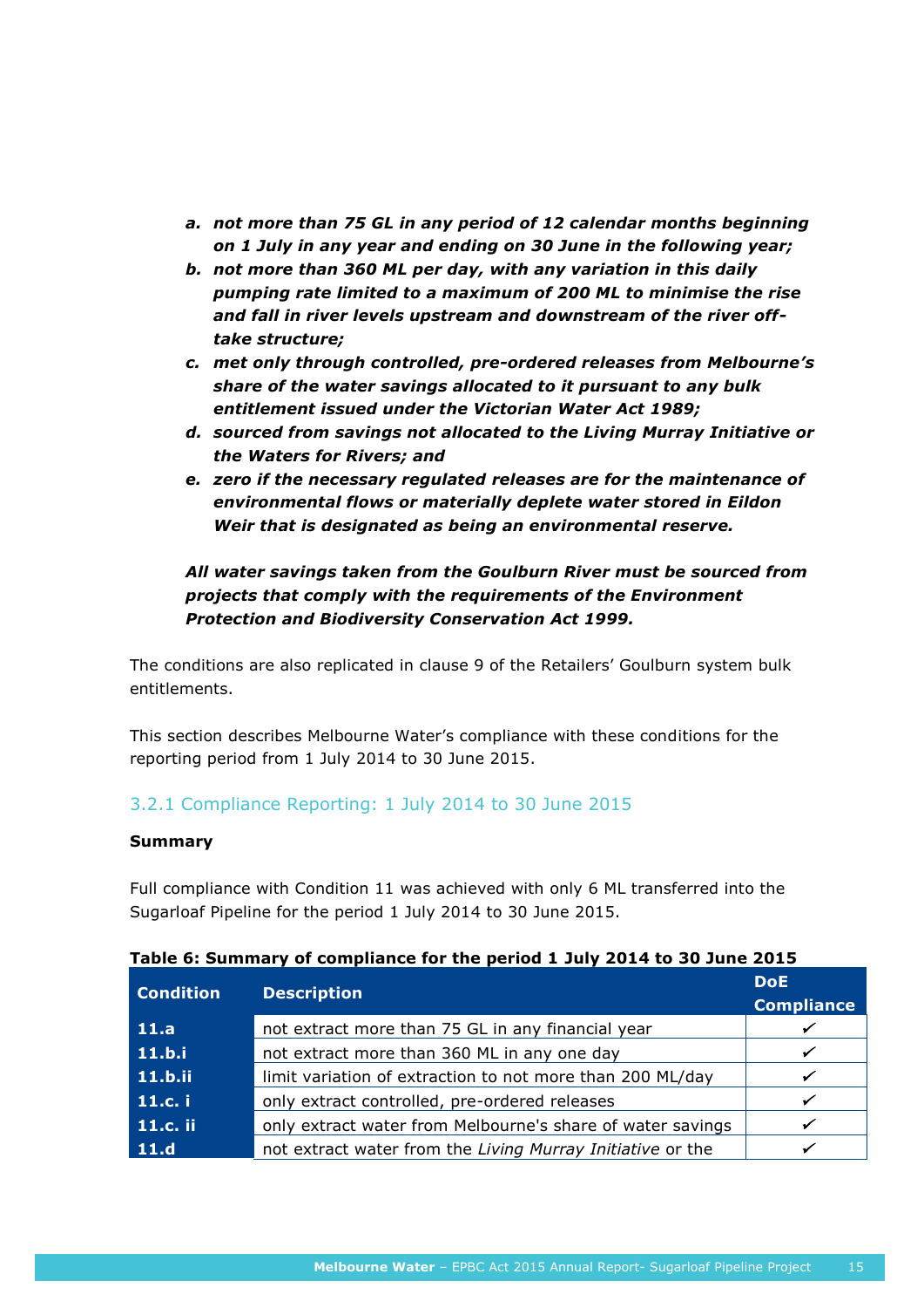> ***a. not more than 75 GL in any period of 12 calendar months beginning on 1 July in any year and ending on 30 June in the following year;***
>
> ***b. not more than 360 ML per day, with any variation in this daily pumping rate limited to a maximum of 200 ML to minimise the rise and fall in river levels upstream and downstream of the river off-take structure;***
>
> ***c. met only through controlled, pre-ordered releases from Melbourne's share of the water savings allocated to it pursuant to any bulk entitlement issued under the Victorian Water Act 1989;***
>
> ***d. sourced from savings not allocated to the Living Murray Initiative or the Waters for Rivers; and***
>
> ***e. zero if the necessary regulated releases are for the maintenance of environmental flows or materially deplete water stored in Eildon Weir that is designated as being an environmental reserve.***
>
> ***All water savings taken from the Goulburn River must be sourced from projects that comply with the requirements of the Environment Protection and Biodiversity Conservation Act 1999.***

The conditions are also replicated in clause 9 of the Retailers' Goulburn system bulk entitlements.

This section describes Melbourne Water's compliance with these conditions for the reporting period from 1 July 2014 to 30 June 2015.

### 3.2.1 Compliance Reporting: 1 July 2014 to 30 June 2015

**Summary**

Full compliance with Condition 11 was achieved with only 6 ML transferred into the Sugarloaf Pipeline for the period 1 July 2014 to 30 June 2015.

**Table 6: Summary of compliance for the period 1 July 2014 to 30 June 2015**

| Condition | Description | DoE Compliance |
|---|---|---|
| 11.a | not extract more than 75 GL in any financial year | ✓ |
| 11.b.i | not extract more than 360 ML in any one day | ✓ |
| 11.b.ii | limit variation of extraction to not more than 200 ML/day | ✓ |
| 11.c. i | only extract controlled, pre-ordered releases | ✓ |
| 11.c. ii | only extract water from Melbourne's share of water savings | ✓ |
| 11.d | not extract water from the *Living Murray Initiative* or the | ✓ |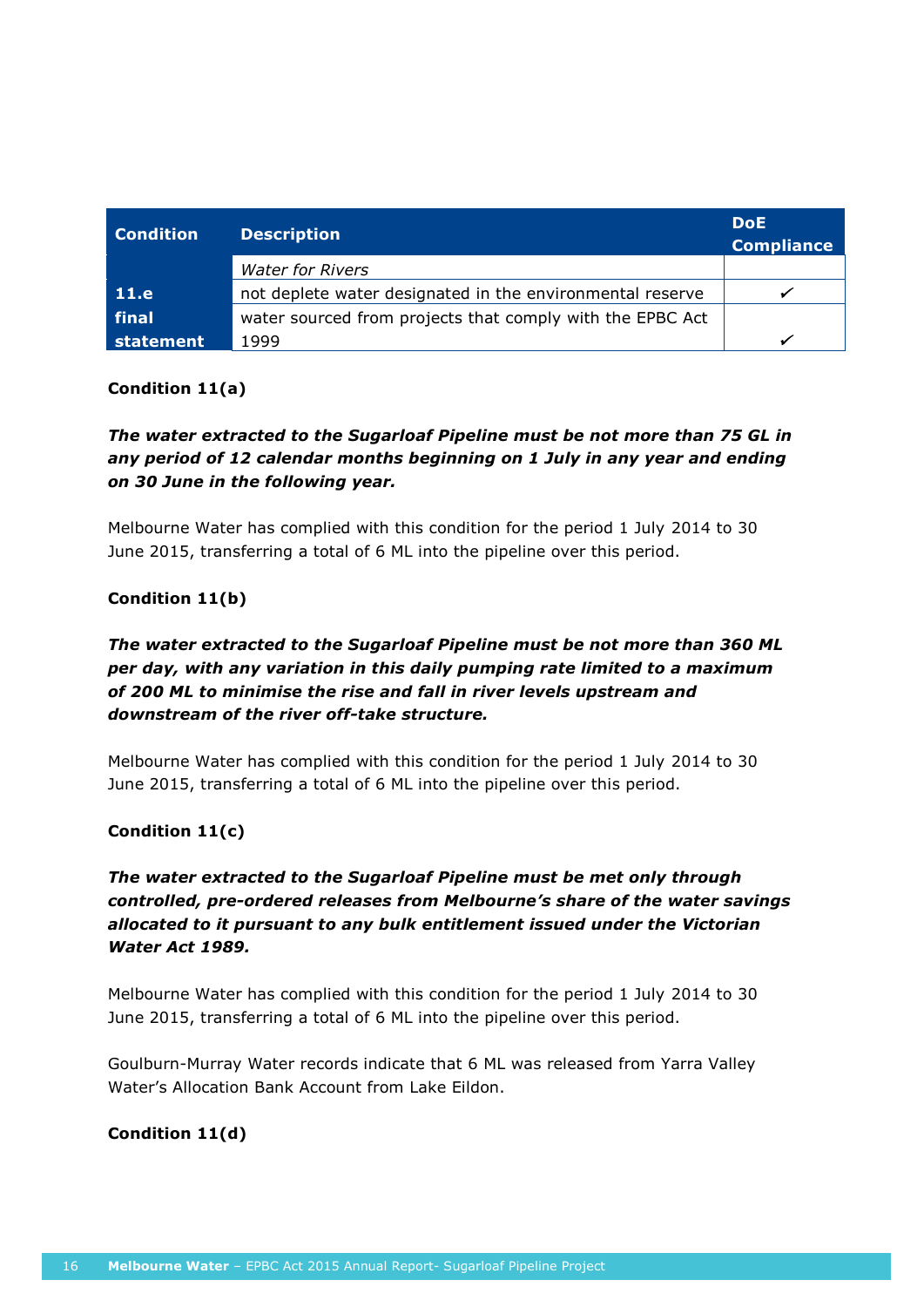| Condition | Description | DoE Compliance |
|---|---|---|
| | *Water for Rivers* | |
| **11.e** | not deplete water designated in the environmental reserve | ✓ |
| **final statement** | water sourced from projects that comply with the EPBC Act 1999 | ✓ |

**Condition 11(a)**

***The water extracted to the Sugarloaf Pipeline must be not more than 75 GL in any period of 12 calendar months beginning on 1 July in any year and ending on 30 June in the following year.***

Melbourne Water has complied with this condition for the period 1 July 2014 to 30 June 2015, transferring a total of 6 ML into the pipeline over this period.

**Condition 11(b)**

***The water extracted to the Sugarloaf Pipeline must be not more than 360 ML per day, with any variation in this daily pumping rate limited to a maximum of 200 ML to minimise the rise and fall in river levels upstream and downstream of the river off-take structure.***

Melbourne Water has complied with this condition for the period 1 July 2014 to 30 June 2015, transferring a total of 6 ML into the pipeline over this period.

**Condition 11(c)**

***The water extracted to the Sugarloaf Pipeline must be met only through controlled, pre-ordered releases from Melbourne's share of the water savings allocated to it pursuant to any bulk entitlement issued under the Victorian Water Act 1989.***

Melbourne Water has complied with this condition for the period 1 July 2014 to 30 June 2015, transferring a total of 6 ML into the pipeline over this period.

Goulburn-Murray Water records indicate that 6 ML was released from Yarra Valley Water's Allocation Bank Account from Lake Eildon.

**Condition 11(d)**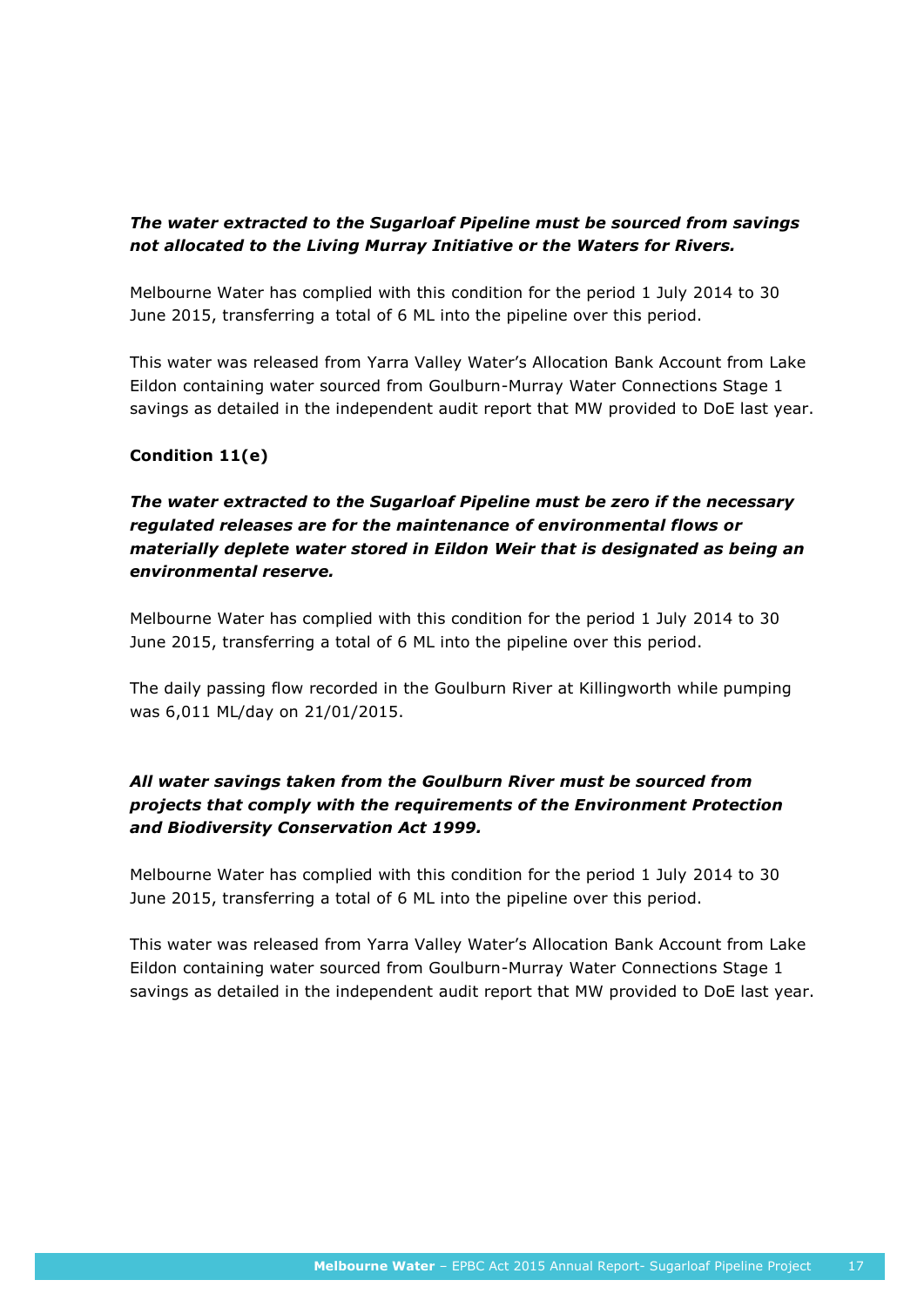***The water extracted to the Sugarloaf Pipeline must be sourced from savings not allocated to the Living Murray Initiative or the Waters for Rivers.***

Melbourne Water has complied with this condition for the period 1 July 2014 to 30 June 2015, transferring a total of 6 ML into the pipeline over this period.

This water was released from Yarra Valley Water's Allocation Bank Account from Lake Eildon containing water sourced from Goulburn-Murray Water Connections Stage 1 savings as detailed in the independent audit report that MW provided to DoE last year.

**Condition 11(e)**

***The water extracted to the Sugarloaf Pipeline must be zero if the necessary regulated releases are for the maintenance of environmental flows or materially deplete water stored in Eildon Weir that is designated as being an environmental reserve.***

Melbourne Water has complied with this condition for the period 1 July 2014 to 30 June 2015, transferring a total of 6 ML into the pipeline over this period.

The daily passing flow recorded in the Goulburn River at Killingworth while pumping was 6,011 ML/day on 21/01/2015.

***All water savings taken from the Goulburn River must be sourced from projects that comply with the requirements of the Environment Protection and Biodiversity Conservation Act 1999.***

Melbourne Water has complied with this condition for the period 1 July 2014 to 30 June 2015, transferring a total of 6 ML into the pipeline over this period.

This water was released from Yarra Valley Water's Allocation Bank Account from Lake Eildon containing water sourced from Goulburn-Murray Water Connections Stage 1 savings as detailed in the independent audit report that MW provided to DoE last year.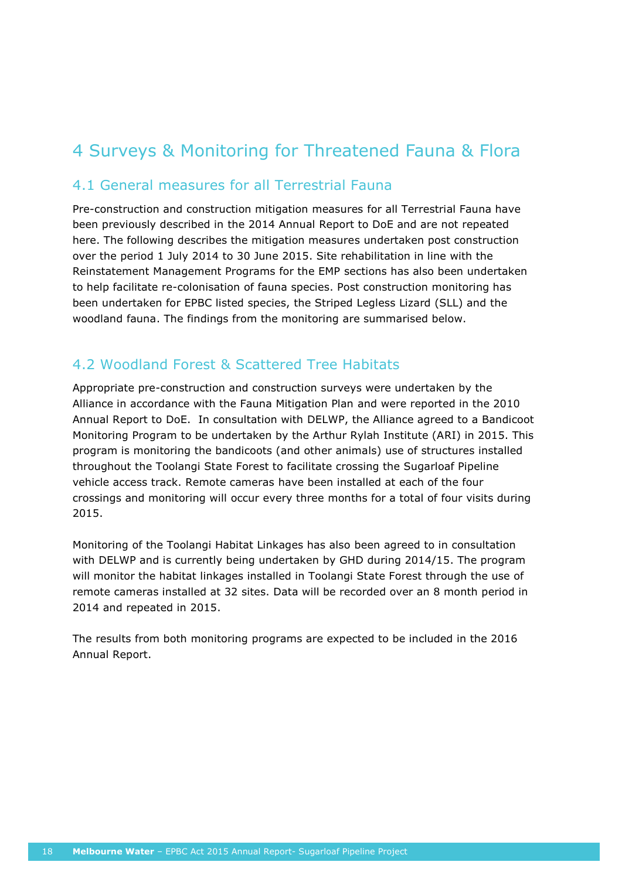# 4 Surveys & Monitoring for Threatened Fauna & Flora

## 4.1 General measures for all Terrestrial Fauna

Pre-construction and construction mitigation measures for all Terrestrial Fauna have been previously described in the 2014 Annual Report to DoE and are not repeated here. The following describes the mitigation measures undertaken post construction over the period 1 July 2014 to 30 June 2015. Site rehabilitation in line with the Reinstatement Management Programs for the EMP sections has also been undertaken to help facilitate re-colonisation of fauna species. Post construction monitoring has been undertaken for EPBC listed species, the Striped Legless Lizard (SLL) and the woodland fauna. The findings from the monitoring are summarised below.

## 4.2 Woodland Forest & Scattered Tree Habitats

Appropriate pre-construction and construction surveys were undertaken by the Alliance in accordance with the Fauna Mitigation Plan and were reported in the 2010 Annual Report to DoE. In consultation with DELWP, the Alliance agreed to a Bandicoot Monitoring Program to be undertaken by the Arthur Rylah Institute (ARI) in 2015. This program is monitoring the bandicoots (and other animals) use of structures installed throughout the Toolangi State Forest to facilitate crossing the Sugarloaf Pipeline vehicle access track. Remote cameras have been installed at each of the four crossings and monitoring will occur every three months for a total of four visits during 2015.

Monitoring of the Toolangi Habitat Linkages has also been agreed to in consultation with DELWP and is currently being undertaken by GHD during 2014/15. The program will monitor the habitat linkages installed in Toolangi State Forest through the use of remote cameras installed at 32 sites. Data will be recorded over an 8 month period in 2014 and repeated in 2015.

The results from both monitoring programs are expected to be included in the 2016 Annual Report.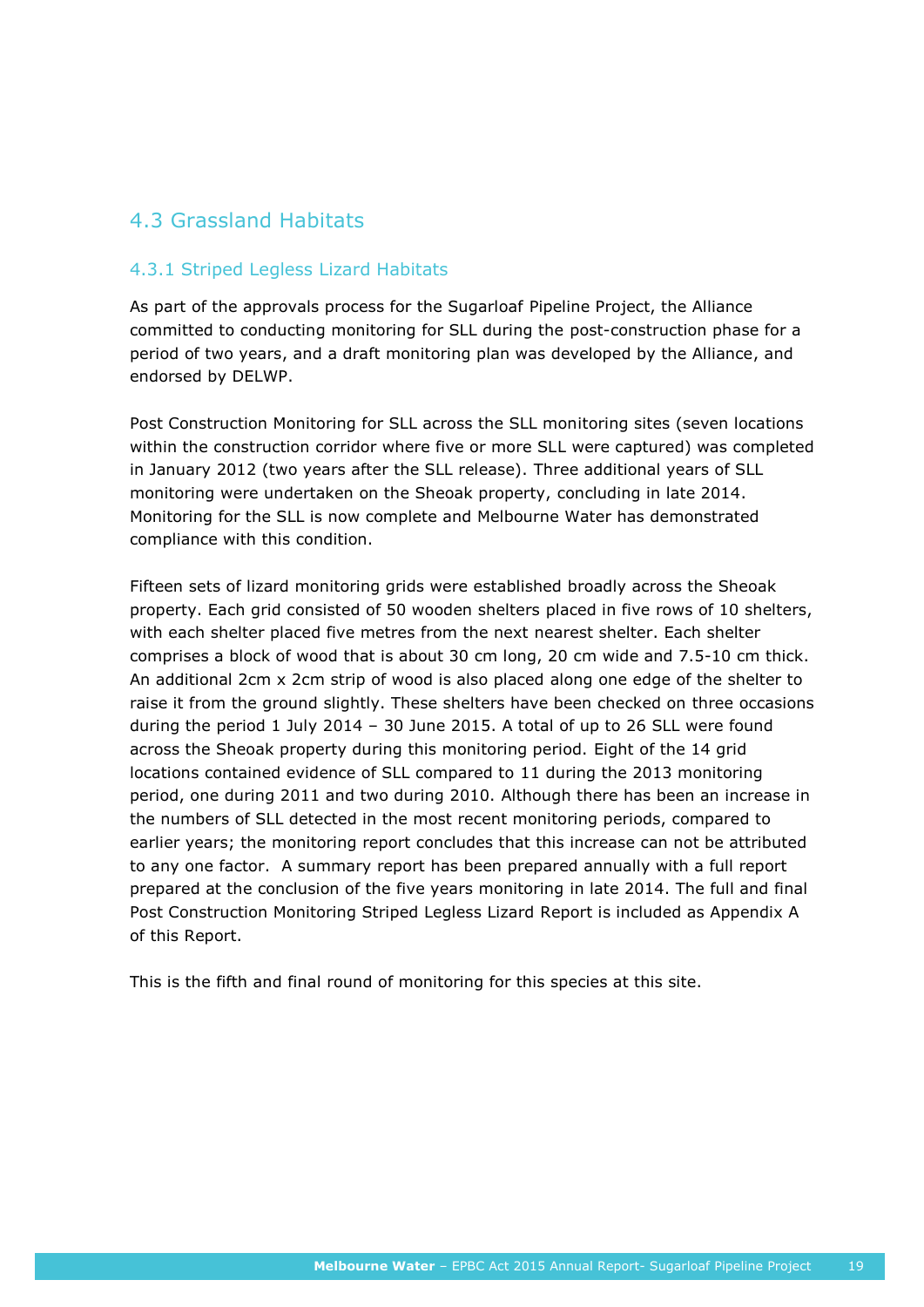## 4.3 Grassland Habitats

### 4.3.1 Striped Legless Lizard Habitats

As part of the approvals process for the Sugarloaf Pipeline Project, the Alliance committed to conducting monitoring for SLL during the post-construction phase for a period of two years, and a draft monitoring plan was developed by the Alliance, and endorsed by DELWP.

Post Construction Monitoring for SLL across the SLL monitoring sites (seven locations within the construction corridor where five or more SLL were captured) was completed in January 2012 (two years after the SLL release). Three additional years of SLL monitoring were undertaken on the Sheoak property, concluding in late 2014. Monitoring for the SLL is now complete and Melbourne Water has demonstrated compliance with this condition.

Fifteen sets of lizard monitoring grids were established broadly across the Sheoak property. Each grid consisted of 50 wooden shelters placed in five rows of 10 shelters, with each shelter placed five metres from the next nearest shelter. Each shelter comprises a block of wood that is about 30 cm long, 20 cm wide and 7.5-10 cm thick. An additional 2cm x 2cm strip of wood is also placed along one edge of the shelter to raise it from the ground slightly. These shelters have been checked on three occasions during the period 1 July 2014 – 30 June 2015. A total of up to 26 SLL were found across the Sheoak property during this monitoring period. Eight of the 14 grid locations contained evidence of SLL compared to 11 during the 2013 monitoring period, one during 2011 and two during 2010. Although there has been an increase in the numbers of SLL detected in the most recent monitoring periods, compared to earlier years; the monitoring report concludes that this increase can not be attributed to any one factor. A summary report has been prepared annually with a full report prepared at the conclusion of the five years monitoring in late 2014. The full and final Post Construction Monitoring Striped Legless Lizard Report is included as Appendix A of this Report.

This is the fifth and final round of monitoring for this species at this site.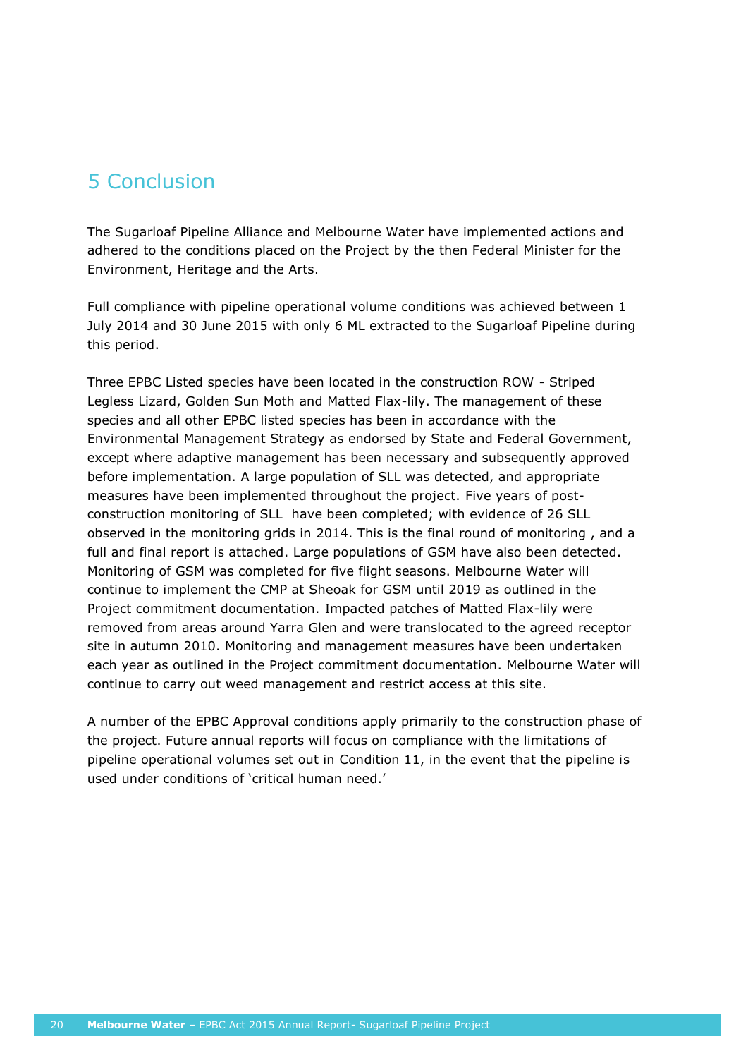# 5 Conclusion

The Sugarloaf Pipeline Alliance and Melbourne Water have implemented actions and adhered to the conditions placed on the Project by the then Federal Minister for the Environment, Heritage and the Arts.

Full compliance with pipeline operational volume conditions was achieved between 1 July 2014 and 30 June 2015 with only 6 ML extracted to the Sugarloaf Pipeline during this period.

Three EPBC Listed species have been located in the construction ROW - Striped Legless Lizard, Golden Sun Moth and Matted Flax-lily. The management of these species and all other EPBC listed species has been in accordance with the Environmental Management Strategy as endorsed by State and Federal Government, except where adaptive management has been necessary and subsequently approved before implementation. A large population of SLL was detected, and appropriate measures have been implemented throughout the project. Five years of post-construction monitoring of SLL have been completed; with evidence of 26 SLL observed in the monitoring grids in 2014. This is the final round of monitoring , and a full and final report is attached. Large populations of GSM have also been detected. Monitoring of GSM was completed for five flight seasons. Melbourne Water will continue to implement the CMP at Sheoak for GSM until 2019 as outlined in the Project commitment documentation. Impacted patches of Matted Flax-lily were removed from areas around Yarra Glen and were translocated to the agreed receptor site in autumn 2010. Monitoring and management measures have been undertaken each year as outlined in the Project commitment documentation. Melbourne Water will continue to carry out weed management and restrict access at this site.

A number of the EPBC Approval conditions apply primarily to the construction phase of the project. Future annual reports will focus on compliance with the limitations of pipeline operational volumes set out in Condition 11, in the event that the pipeline is used under conditions of 'critical human need.'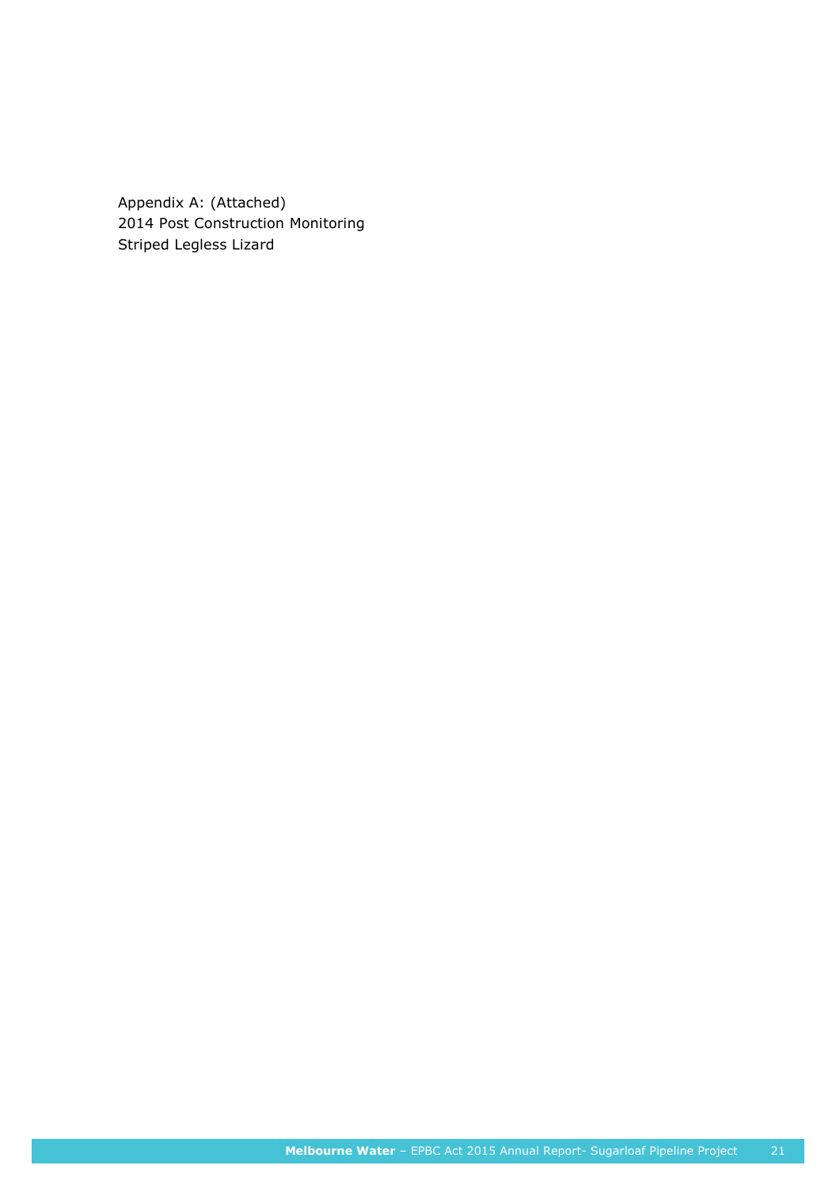Appendix A: (Attached)
2014 Post Construction Monitoring
Striped Legless Lizard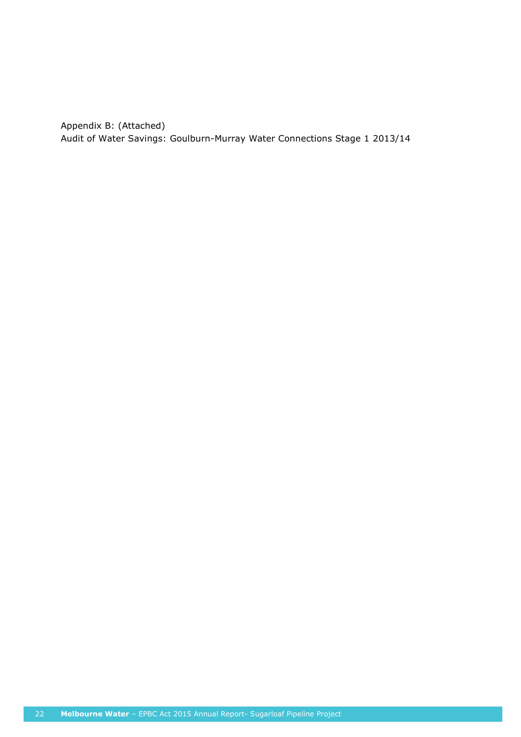Appendix B: (Attached)
Audit of Water Savings: Goulburn-Murray Water Connections Stage 1 2013/14